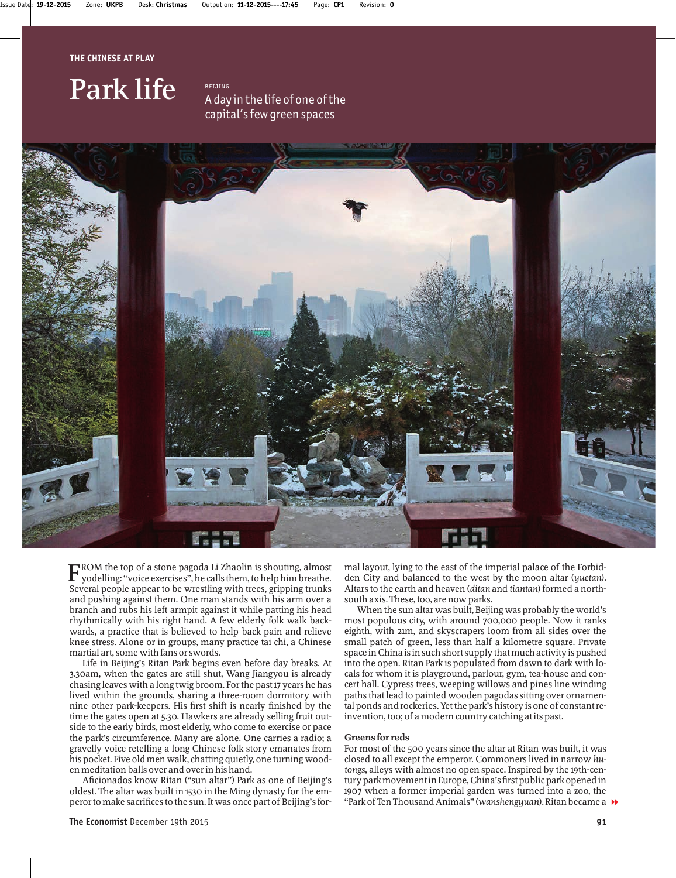THE CHINESE AT PLAY

# Park life

BEIJING

A day in the life of one of the capital's few green spaces

FROM the top of a stone pagoda Li Zhaolin is shouting, almost yodelling: "voice exercises", he calls them, to help him breathe. Several people appear to be wrestling with trees, gripping trunks and pushing against them. One man stands with his arm over a branch and rubs his left armpit against it while patting his head rhythmically with his right hand. A few elderly folk walk backwards, a practice that is believed to help back pain and relieve knee stress. Alone or in groups, many practice tai chi, a Chinese martial art, some with fans or swords.

Life in Beijing's Ritan Park begins even before day breaks. At 3.30am, when the gates are still shut, Wang Jiangyou is already chasing leaves with a long twig broom. For the past 17 years he has lived within the grounds, sharing a three-room dormitory with nine other park-keepers. His first shift is nearly finished by the time the gates open at 5.30. Hawkers are already selling fruit outside to the early birds, most elderly, who come to exercise or pace the park's circumference. Many are alone. One carries a radio; a gravelly voice retelling a long Chinese folk story emanates from his pocket. Five old men walk, chatting quietly, one turning wooden meditation balls over and over in his hand.

Aficionados know Ritan ("sun altar") Park as one of Beijing's oldest. The altar was built in 1530 in the Ming dynasty for the emperor to make sacrifices to the sun. It was once part of Beijing's formal layout, lying to the east of the imperial palace of the Forbidden City and balanced to the west by the moon altar (*yuetan*). Altars to the earth and heaven (*ditan* and *tiantan*) formed a north-south axis. These, too, are now parks.

When the sun altar was built, Beijing was probably the world's most populous city, with around 700,000 people. Now it ranks eighth, with 21m, and skyscrapers loom from all sides over the small patch of green, less than half a kilometre square. Private space in China is in such short supply that much activity is pushed into the open. Ritan Park is populated from dawn to dark with locals for whom it is playground, parlour, gym, tea-house and concert hall. Cypress trees, weeping willows and pines line winding paths that lead to painted wooden pagodas sitting over ornamental ponds and rockeries. Yet the park's history is one of constant reinvention, too; of a modern country catching at its past.

### Greens for reds

For most of the 500 years since the altar at Ritan was built, it was closed to all except the emperor. Commoners lived in narrow *hutongs*, alleys with almost no open space. Inspired by the 19th-century park movement in Europe, China's first public park opened in 1907 when a former imperial garden was turned into a zoo, the "Park of Ten Thousand Animals" (*wanshengyuan*). Ritan became a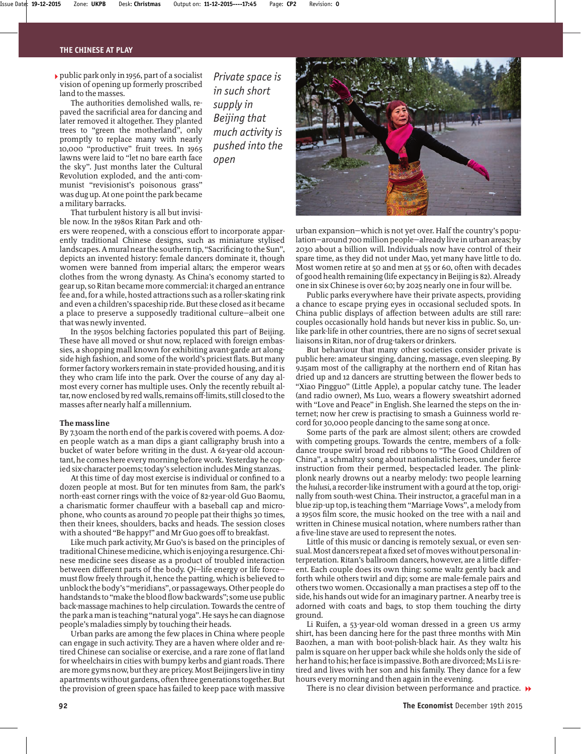public park only in 1956, part of a socialist vision of opening up formerly proscribed land to the masses.

The authorities demolished walls, re-paved the sacrificial area for dancing and later removed it altogether. They planted trees to "green the motherland", only promptly to replace many with nearly 10,000 "productive" fruit trees. In 1965 lawns were laid to "let no bare earth face the sky". Just months later the Cultural Revolution exploded, and the anti-communist "revisionist's poisonous grass" was dug up. At one point the park became a military barracks.

*Private space is in such short supply in Beijing that much activity is pushed into the open*

That turbulent history is all but invisible now. In the 1980s Ritan Park and others were reopened, with a conscious effort to incorporate apparently traditional Chinese designs, such as miniature stylised landscapes. A mural near the southern tip, "Sacrificing to the Sun", depicts an invented history: female dancers dominate it, though women were banned from imperial altars; the emperor wears clothes from the wrong dynasty. As China's economy started to gear up, so Ritan became more commercial: it charged an entrance fee and, for a while, hosted attractions such as a roller-skating rink and even a children's spaceship ride. But these closed as it became a place to preserve a supposedly traditional culture—albeit one that was newly invented.

In the 1950s belching factories populated this part of Beijing. These have all moved or shut now, replaced with foreign embassies, a shopping mall known for exhibiting avant-garde art alongside high fashion, and some of the world's priciest flats. But many former factory workers remain in state-provided housing, and it is they who cram life into the park. Over the course of any day almost every corner has multiple uses. Only the recently rebuilt altar, now enclosed by red walls, remains off-limits, still closed to the masses after nearly half a millennium.

### The mass line

By 7.30am the north end of the park is covered with poems. A dozen people watch as a man dips a giant calligraphy brush into a bucket of water before writing in the dust. A 61-year-old accountant, he comes here every morning before work. Yesterday he copied six-character poems; today's selection includes Ming stanzas.

At this time of day most exercise is individual or confined to a dozen people at most. But for ten minutes from 8am, the park's north-east corner rings with the voice of 82-year-old Guo Baomu, a charismatic former chauffeur with a baseball cap and microphone, who counts as around 70 people pat their thighs 30 times, then their knees, shoulders, backs and heads. The session closes with a shouted "Be happy!" and Mr Guo goes off to breakfast.

Like much park activity, Mr Guo's is based on the principles of traditional Chinese medicine, which is enjoying a resurgence. Chinese medicine sees disease as a product of troubled interaction between different parts of the body. *Qi*—life energy or life force—must flow freely through it, hence the patting, which is believed to unblock the body's "meridians", or passageways. Other people do handstands to "make the blood flow backwards"; some use public back-massage machines to help circulation. Towards the centre of the park a man is teaching "natural yoga". He says he can diagnose people's maladies simply by touching their heads.

Urban parks are among the few places in China where people can engage in such activity. They are a haven where older and retired Chinese can socialise or exercise, and a rare zone of flat land for wheelchairs in cities with bumpy kerbs and giant roads. There are more gyms now, but they are pricey. Most Beijingers live in tiny apartments without gardens, often three generations together. But the provision of green space has failed to keep pace with massive urban expansion—which is not yet over. Half the country's population—around 700 million people—already live in urban areas; by 2030 about a billion will. Individuals now have control of their spare time, as they did not under Mao, yet many have little to do. Most women retire at 50 and men at 55 or 60, often with decades of good health remaining (life expectancy in Beijing is 82). Already one in six Chinese is over 60; by 2025 nearly one in four will be.

Public parks everywhere have their private aspects, providing a chance to escape prying eyes in occasional secluded spots. In China public displays of affection between adults are still rare: couples occasionally hold hands but never kiss in public. So, unlike park-life in other countries, there are no signs of secret sexual liaisons in Ritan, nor of drug-takers or drinkers.

But behaviour that many other societies consider private is public here: amateur singing, dancing, massage, even sleeping. By 9.15am most of the calligraphy at the northern end of Ritan has dried up and 12 dancers are strutting between the flower beds to "Xiao Pingguo" (Little Apple), a popular catchy tune. The leader (and radio owner), Ms Luo, wears a flowery sweatshirt adorned with "Love and Peace" in English. She learned the steps on the internet; now her crew is practising to smash a Guinness world record for 30,000 people dancing to the same song at once.

Some parts of the park are almost silent; others are crowded with competing groups. Towards the centre, members of a folk-dance troupe swirl broad red ribbons to "The Good Children of China", a schmaltzy song about nationalistic heroes, under fierce instruction from their permed, bespectacled leader. The plink-plonk nearly drowns out a nearby melody: two people learning the *hulusi*, a recorder-like instrument with a gourd at the top, originally from south-west China. Their instructor, a graceful man in a blue zip-up top, is teaching them "Marriage Vows", a melody from a 1950s film score, the music hooked on the tree with a nail and written in Chinese musical notation, where numbers rather than a five-line stave are used to represent the notes.

Little of this music or dancing is remotely sexual, or even sensual. Most dancers repeat a fixed set of moves without personal interpretation. Ritan's ballroom dancers, however, are a little different. Each couple does its own thing: some waltz gently back and forth while others twirl and dip; some are male-female pairs and others two women. Occasionally a man practises a step off to the side, his hands out wide for an imaginary partner. A nearby tree is adorned with coats and bags, to stop them touching the dirty ground.

Li Ruifen, a 53-year-old woman dressed in a green US army shirt, has been dancing here for the past three months with Min Baozhen, a man with boot-polish-black hair. As they waltz his palm is square on her upper back while she holds only the side of her hand to his; her face is impassive. Both are divorced; Ms Li is retired and lives with her son and his family. They dance for a few hours every morning and then again in the evening.

There is no clear division between performance and practice.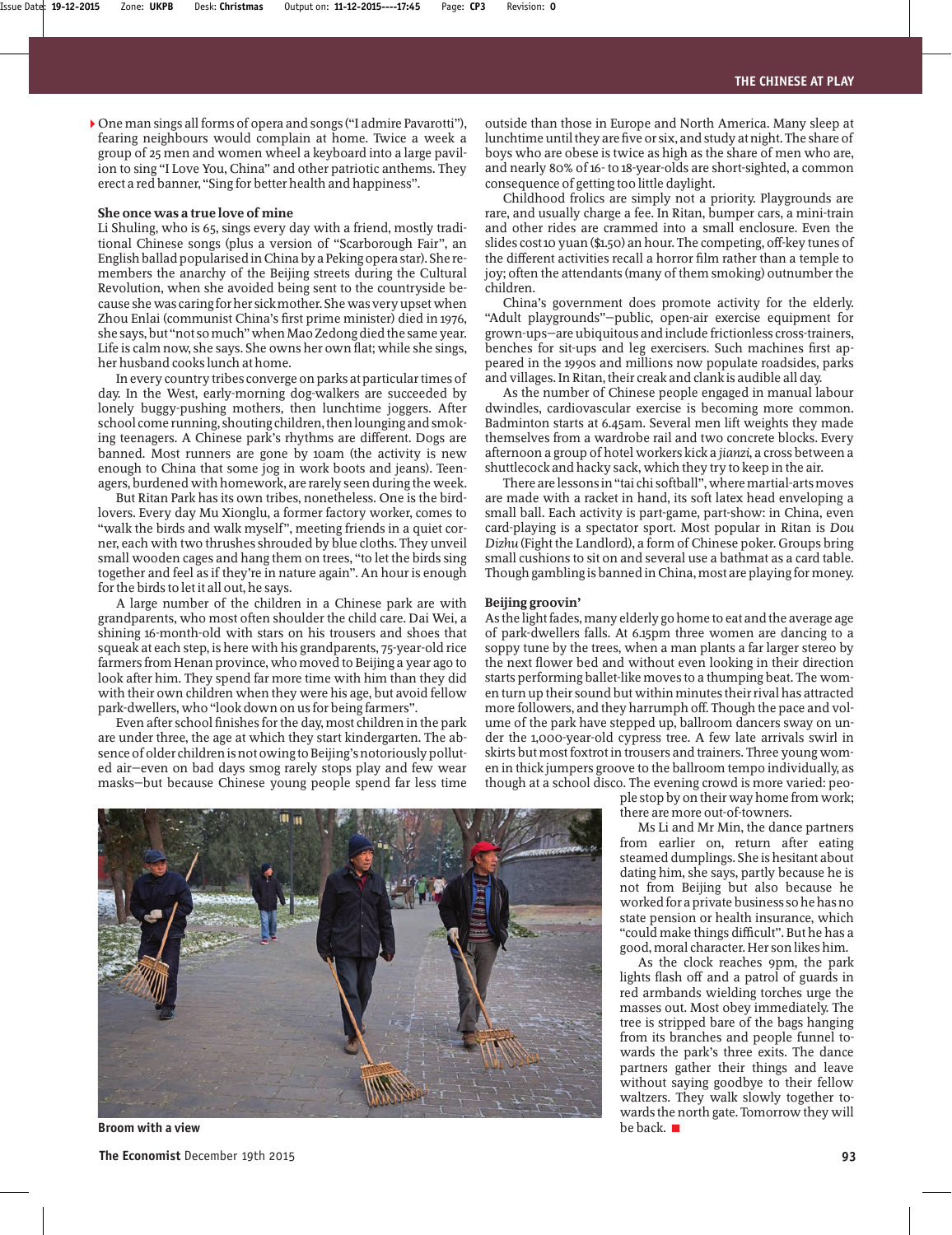One man sings all forms of opera and songs ("I admire Pavarotti"), fearing neighbours would complain at home. Twice a week a group of 25 men and women wheel a keyboard into a large pavilion to sing "I Love You, China" and other patriotic anthems. They erect a red banner, "Sing for better health and happiness".

### She once was a true love of mine

Li Shuling, who is 65, sings every day with a friend, mostly traditional Chinese songs (plus a version of "Scarborough Fair", an English ballad popularised in China by a Peking opera star). She remembers the anarchy of the Beijing streets during the Cultural Revolution, when she avoided being sent to the countryside because she was caring for her sick mother. She was very upset when Zhou Enlai (communist China's first prime minister) died in 1976, she says, but "not so much" when Mao Zedong died the same year. Life is calm now, she says. She owns her own flat; while she sings, her husband cooks lunch at home.

In every country tribes converge on parks at particular times of day. In the West, early-morning dog-walkers are succeeded by lonely buggy-pushing mothers, then lunchtime joggers. After school come running, shouting children, then lounging and smoking teenagers. A Chinese park's rhythms are different. Dogs are banned. Most runners are gone by 10am (the activity is new enough to China that some jog in work boots and jeans). Teenagers, burdened with homework, are rarely seen during the week.

But Ritan Park has its own tribes, nonetheless. One is the birdlovers. Every day Mu Xionglu, a former factory worker, comes to "walk the birds and walk myself", meeting friends in a quiet corner, each with two thrushes shrouded by blue cloths. They unveil small wooden cages and hang them on trees, "to let the birds sing together and feel as if they're in nature again". An hour is enough for the birds to let it all out, he says.

A large number of the children in a Chinese park are with grandparents, who most often shoulder the child care. Dai Wei, a shining 16-month-old with stars on his trousers and shoes that squeak at each step, is here with his grandparents, 75-year-old rice farmers from Henan province, who moved to Beijing a year ago to look after him. They spend far more time with him than they did with their own children when they were his age, but avoid fellow park-dwellers, who "look down on us for being farmers".

Even after school finishes for the day, most children in the park are under three, the age at which they start kindergarten. The absence of older children is not owing to Beijing's notoriously polluted air—even on bad days smog rarely stops play and few wear masks—but because Chinese young people spend far less time outside than those in Europe and North America. Many sleep at lunchtime until they are five or six, and study at night. The share of boys who are obese is twice as high as the share of men who are, and nearly 80% of 16- to 18-year-olds are short-sighted, a common consequence of getting too little daylight.

Childhood frolics are simply not a priority. Playgrounds are rare, and usually charge a fee. In Ritan, bumper cars, a mini-train and other rides are crammed into a small enclosure. Even the slides cost 10 yuan ($1.50) an hour. The competing, off-key tunes of the different activities recall a horror film rather than a temple to joy; often the attendants (many of them smoking) outnumber the children.

China's government does promote activity for the elderly. "Adult playgrounds"—public, open-air exercise equipment for grown-ups—are ubiquitous and include frictionless cross-trainers, benches for sit-ups and leg exercisers. Such machines first appeared in the 1990s and millions now populate roadsides, parks and villages. In Ritan, their creak and clank is audible all day.

As the number of Chinese people engaged in manual labour dwindles, cardiovascular exercise is becoming more common. Badminton starts at 6.45am. Several men lift weights they made themselves from a wardrobe rail and two concrete blocks. Every afternoon a group of hotel workers kick a *jianzi*, a cross between a shuttlecock and hacky sack, which they try to keep in the air.

There are lessons in "tai chi softball", where martial-arts moves are made with a racket in hand, its soft latex head enveloping a small ball. Each activity is part-game, part-show: in China, even card-playing is a spectator sport. Most popular in Ritan is *Dou Dizhu* (Fight the Landlord), a form of Chinese poker. Groups bring small cushions to sit on and several use a bathmat as a card table. Though gambling is banned in China, most are playing for money.

### Beijing groovin'

As the light fades, many elderly go home to eat and the average age of park-dwellers falls. At 6.15pm three women are dancing to a soppy tune by the trees, when a man plants a far larger stereo by the next flower bed and without even looking in their direction starts performing ballet-like moves to a thumping beat. The women turn up their sound but within minutes their rival has attracted more followers, and they harrumph off. Though the pace and volume of the park have stepped up, ballroom dancers sway on under the 1,000-year-old cypress tree. A few late arrivals swirl in skirts but most foxtrot in trousers and trainers. Three young women in thick jumpers groove to the ballroom tempo individually, as though at a school disco. The evening crowd is more varied: people stop by on their way home from work; there are more out-of-towners.

Ms Li and Mr Min, the dance partners from earlier on, return after eating steamed dumplings. She is hesitant about dating him, she says, partly because he is not from Beijing but also because he worked for a private business so he has no state pension or health insurance, which "could make things difficult". But he has a good, moral character. Her son likes him.

As the clock reaches 9pm, the park lights flash off and a patrol of guards in red armbands wielding torches urge the masses out. Most obey immediately. The tree is stripped bare of the bags hanging from its branches and people funnel towards the park's three exits. The dance partners gather their things and leave without saying goodbye to their fellow waltzers. They walk slowly together towards the north gate. Tomorrow they will be back. ■

Broom with a view